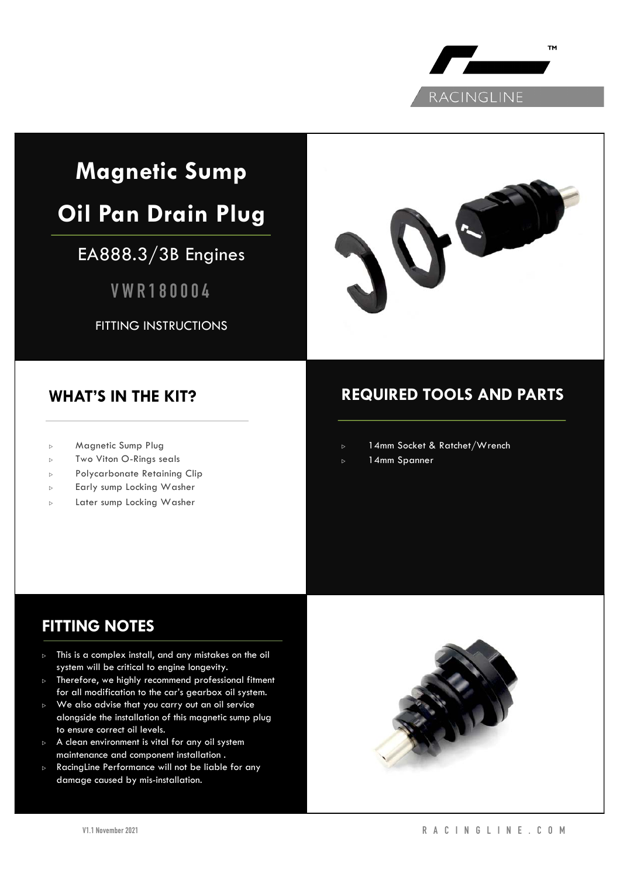RACINGLINE

# Magnetic Sump Oil Pan Drain Plug

## EA888.3/3B Engines

## VWR180004

FITTING INSTRUCTIONS

## WHAT'S IN THE KIT?

- Magnetic Sump Plug
- Two Viton O-Rings seals
- Polycarbonate Retaining Clip
- Early sump Locking Washer
- Later sump Locking Washer

## REQUIRED TOOLS AND PARTS

- 14mm Socket & Ratchet/Wrench
- 14mm Spanner

## FITTING NOTES

- This is a complex install, and any mistakes on the oil system will be critical to engine longevity.
- Therefore, we highly recommend professional fitment for all modification to the car's gearbox oil system.
- We also advise that you carry out an oil service alongside the installation of this magnetic sump plug to ensure correct oil levels.
- A clean environment is vital for any oil system maintenance and component installation .
- RacingLine Performance will not be liable for any damage caused by mis-installation.

V1.1 November 2021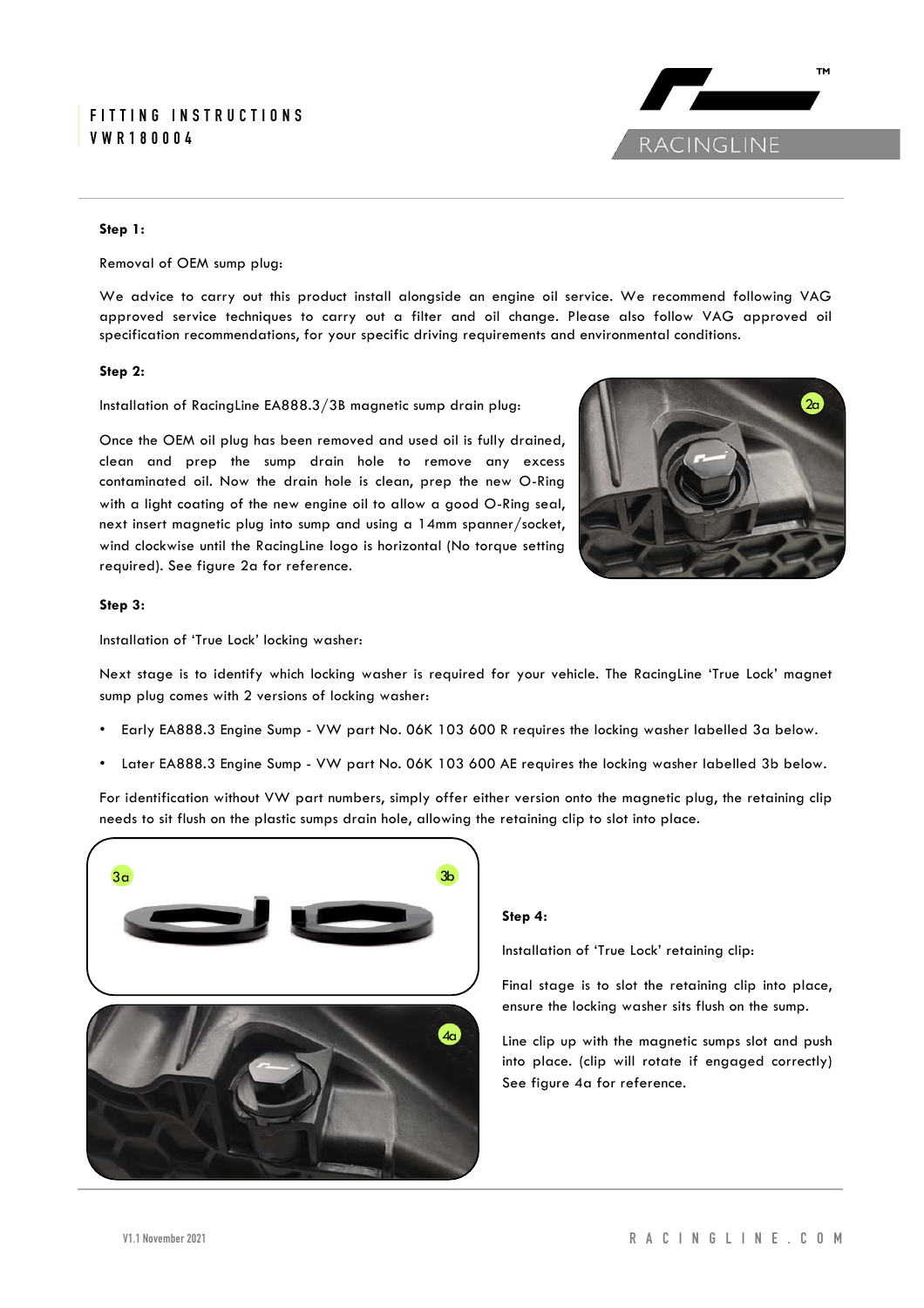FITTING INSTRUCTIONS
VWR180004

RACINGLINE

**Step 1:**

Removal of OEM sump plug:

We advice to carry out this product install alongside an engine oil service. We recommend following VAG approved service techniques to carry out a filter and oil change. Please also follow VAG approved oil specification recommendations, for your specific driving requirements and environmental conditions.

**Step 2:**

Installation of RacingLine EA888.3/3B magnetic sump drain plug:

Once the OEM oil plug has been removed and used oil is fully drained, clean and prep the sump drain hole to remove any excess contaminated oil. Now the drain hole is clean, prep the new O-Ring with a light coating of the new engine oil to allow a good O-Ring seal, next insert magnetic plug into sump and using a 14mm spanner/socket, wind clockwise until the RacingLine logo is horizontal (No torque setting required). See figure 2a for reference.

2a

**Step 3:**

Installation of 'True Lock' locking washer:

Next stage is to identify which locking washer is required for your vehicle. The RacingLine 'True Lock' magnet sump plug comes with 2 versions of locking washer:

- Early EA888.3 Engine Sump - VW part No. 06K 103 600 R requires the locking washer labelled 3a below.
- Later EA888.3 Engine Sump - VW part No. 06K 103 600 AE requires the locking washer labelled 3b below.

For identification without VW part numbers, simply offer either version onto the magnetic plug, the retaining clip needs to sit flush on the plastic sumps drain hole, allowing the retaining clip to slot into place.

3a

3b

4a

**Step 4:**

Installation of 'True Lock' retaining clip:

Final stage is to slot the retaining clip into place, ensure the locking washer sits flush on the sump.

Line clip up with the magnetic sumps slot and push into place. (clip will rotate if engaged correctly) See figure 4a for reference.

V1.1 November 2021

RACINGLINE.COM